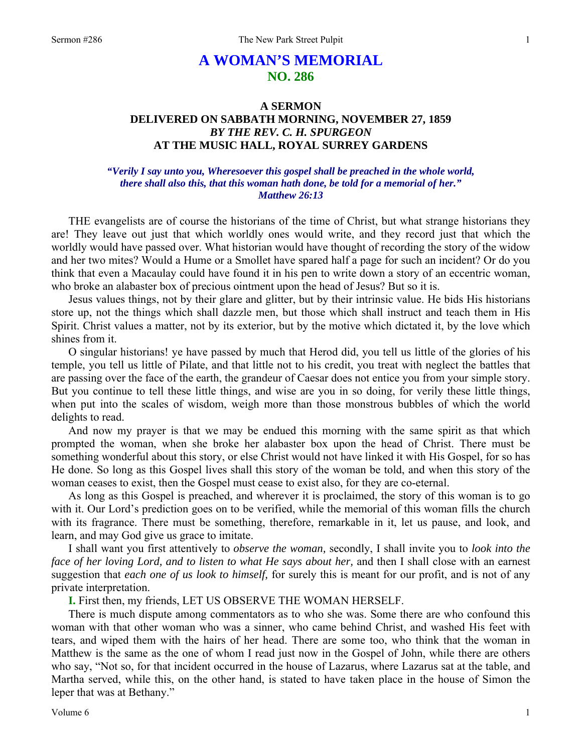# A WOMAN'S MEMORIAL
## NO. 286

### A SERMON
### DELIVERED ON SABBATH MORNING, NOVEMBER 27, 1859
### *BY THE REV. C. H. SPURGEON*
### AT THE MUSIC HALL, ROYAL SURREY GARDENS

***"Verily I say unto you, Wheresoever this gospel shall be preached in the whole world, there shall also this, that this woman hath done, be told for a memorial of her." Matthew 26:13***

THE evangelists are of course the historians of the time of Christ, but what strange historians they are! They leave out just that which worldly ones would write, and they record just that which the worldly would have passed over. What historian would have thought of recording the story of the widow and her two mites? Would a Hume or a Smollet have spared half a page for such an incident? Or do you think that even a Macaulay could have found it in his pen to write down a story of an eccentric woman, who broke an alabaster box of precious ointment upon the head of Jesus? But so it is.

Jesus values things, not by their glare and glitter, but by their intrinsic value. He bids His historians store up, not the things which shall dazzle men, but those which shall instruct and teach them in His Spirit. Christ values a matter, not by its exterior, but by the motive which dictated it, by the love which shines from it.

O singular historians! ye have passed by much that Herod did, you tell us little of the glories of his temple, you tell us little of Pilate, and that little not to his credit, you treat with neglect the battles that are passing over the face of the earth, the grandeur of Caesar does not entice you from your simple story. But you continue to tell these little things, and wise are you in so doing, for verily these little things, when put into the scales of wisdom, weigh more than those monstrous bubbles of which the world delights to read.

And now my prayer is that we may be endued this morning with the same spirit as that which prompted the woman, when she broke her alabaster box upon the head of Christ. There must be something wonderful about this story, or else Christ would not have linked it with His Gospel, for so has He done. So long as this Gospel lives shall this story of the woman be told, and when this story of the woman ceases to exist, then the Gospel must cease to exist also, for they are co-eternal.

As long as this Gospel is preached, and wherever it is proclaimed, the story of this woman is to go with it. Our Lord's prediction goes on to be verified, while the memorial of this woman fills the church with its fragrance. There must be something, therefore, remarkable in it, let us pause, and look, and learn, and may God give us grace to imitate.

I shall want you first attentively to *observe the woman,* secondly, I shall invite you to *look into the face of her loving Lord, and to listen to what He says about her,* and then I shall close with an earnest suggestion that *each one of us look to himself,* for surely this is meant for our profit, and is not of any private interpretation.

**I.** First then, my friends, LET US OBSERVE THE WOMAN HERSELF.

There is much dispute among commentators as to who she was. Some there are who confound this woman with that other woman who was a sinner, who came behind Christ, and washed His feet with tears, and wiped them with the hairs of her head. There are some too, who think that the woman in Matthew is the same as the one of whom I read just now in the Gospel of John, while there are others who say, "Not so, for that incident occurred in the house of Lazarus, where Lazarus sat at the table, and Martha served, while this, on the other hand, is stated to have taken place in the house of Simon the leper that was at Bethany."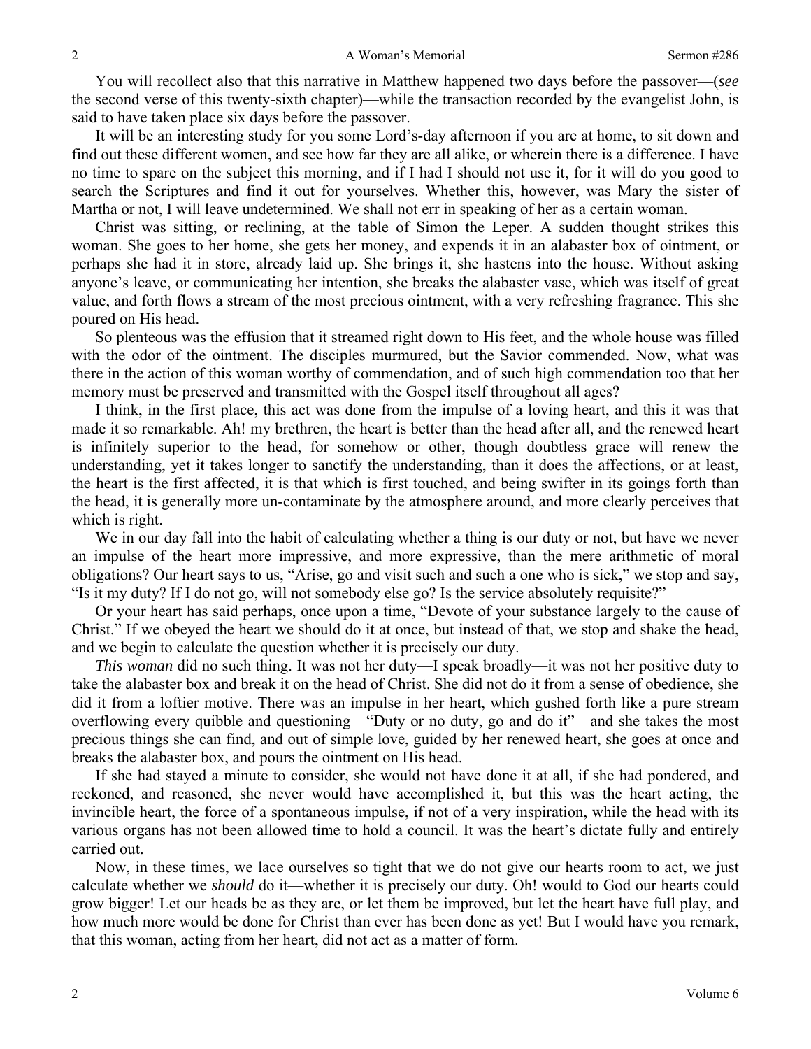You will recollect also that this narrative in Matthew happened two days before the passover—(*see* the second verse of this twenty-sixth chapter)—while the transaction recorded by the evangelist John, is said to have taken place six days before the passover.

It will be an interesting study for you some Lord's-day afternoon if you are at home, to sit down and find out these different women, and see how far they are all alike, or wherein there is a difference. I have no time to spare on the subject this morning, and if I had I should not use it, for it will do you good to search the Scriptures and find it out for yourselves. Whether this, however, was Mary the sister of Martha or not, I will leave undetermined. We shall not err in speaking of her as a certain woman.

Christ was sitting, or reclining, at the table of Simon the Leper. A sudden thought strikes this woman. She goes to her home, she gets her money, and expends it in an alabaster box of ointment, or perhaps she had it in store, already laid up. She brings it, she hastens into the house. Without asking anyone's leave, or communicating her intention, she breaks the alabaster vase, which was itself of great value, and forth flows a stream of the most precious ointment, with a very refreshing fragrance. This she poured on His head.

So plenteous was the effusion that it streamed right down to His feet, and the whole house was filled with the odor of the ointment. The disciples murmured, but the Savior commended. Now, what was there in the action of this woman worthy of commendation, and of such high commendation too that her memory must be preserved and transmitted with the Gospel itself throughout all ages?

I think, in the first place, this act was done from the impulse of a loving heart, and this it was that made it so remarkable. Ah! my brethren, the heart is better than the head after all, and the renewed heart is infinitely superior to the head, for somehow or other, though doubtless grace will renew the understanding, yet it takes longer to sanctify the understanding, than it does the affections, or at least, the heart is the first affected, it is that which is first touched, and being swifter in its goings forth than the head, it is generally more un-contaminate by the atmosphere around, and more clearly perceives that which is right.

We in our day fall into the habit of calculating whether a thing is our duty or not, but have we never an impulse of the heart more impressive, and more expressive, than the mere arithmetic of moral obligations? Our heart says to us, "Arise, go and visit such and such a one who is sick," we stop and say, "Is it my duty? If I do not go, will not somebody else go? Is the service absolutely requisite?"

Or your heart has said perhaps, once upon a time, "Devote of your substance largely to the cause of Christ." If we obeyed the heart we should do it at once, but instead of that, we stop and shake the head, and we begin to calculate the question whether it is precisely our duty.

*This woman* did no such thing. It was not her duty—I speak broadly—it was not her positive duty to take the alabaster box and break it on the head of Christ. She did not do it from a sense of obedience, she did it from a loftier motive. There was an impulse in her heart, which gushed forth like a pure stream overflowing every quibble and questioning—"Duty or no duty, go and do it"—and she takes the most precious things she can find, and out of simple love, guided by her renewed heart, she goes at once and breaks the alabaster box, and pours the ointment on His head.

If she had stayed a minute to consider, she would not have done it at all, if she had pondered, and reckoned, and reasoned, she never would have accomplished it, but this was the heart acting, the invincible heart, the force of a spontaneous impulse, if not of a very inspiration, while the head with its various organs has not been allowed time to hold a council. It was the heart's dictate fully and entirely carried out.

Now, in these times, we lace ourselves so tight that we do not give our hearts room to act, we just calculate whether we *should* do it—whether it is precisely our duty. Oh! would to God our hearts could grow bigger! Let our heads be as they are, or let them be improved, but let the heart have full play, and how much more would be done for Christ than ever has been done as yet! But I would have you remark, that this woman, acting from her heart, did not act as a matter of form.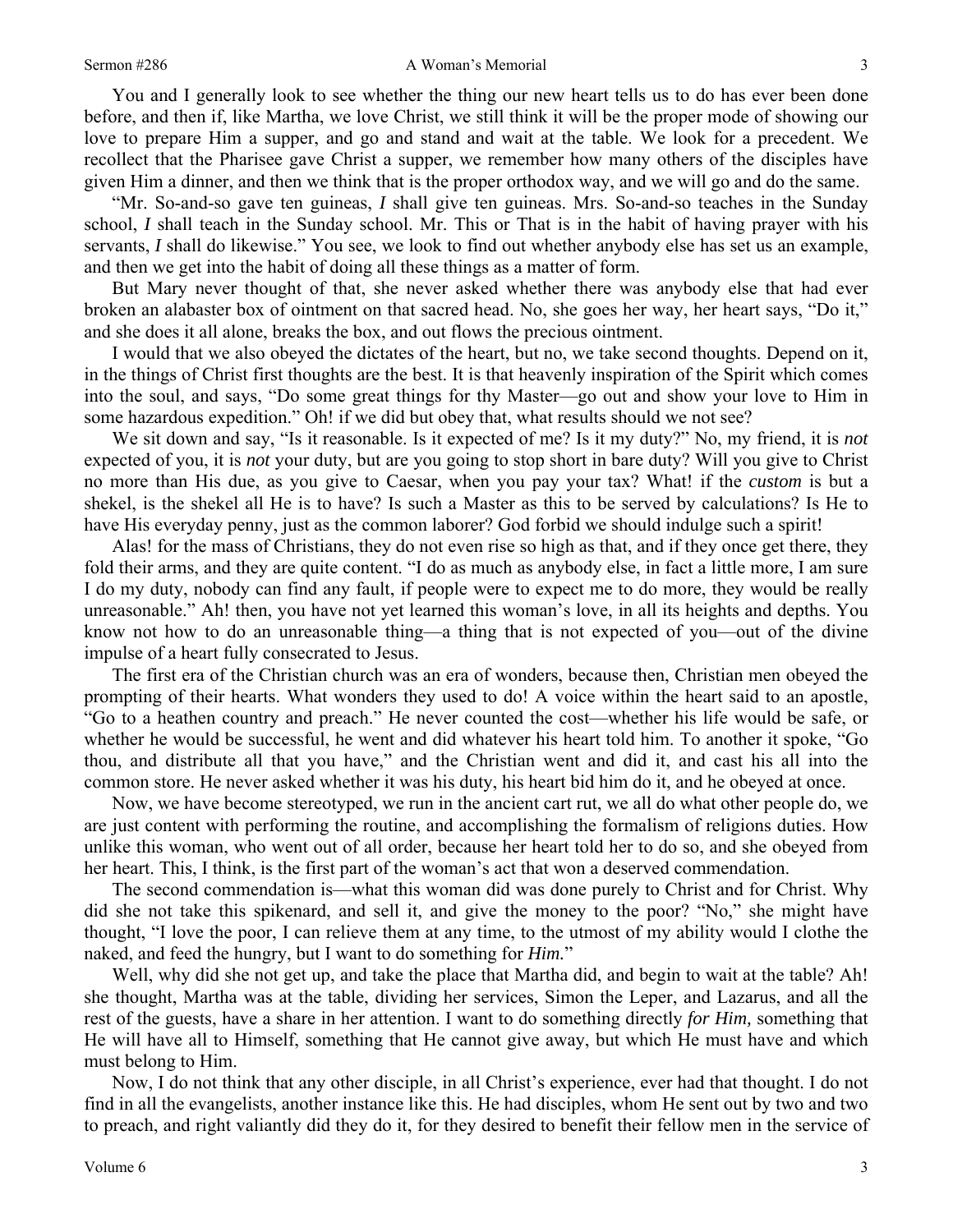You and I generally look to see whether the thing our new heart tells us to do has ever been done before, and then if, like Martha, we love Christ, we still think it will be the proper mode of showing our love to prepare Him a supper, and go and stand and wait at the table. We look for a precedent. We recollect that the Pharisee gave Christ a supper, we remember how many others of the disciples have given Him a dinner, and then we think that is the proper orthodox way, and we will go and do the same.

"Mr. So-and-so gave ten guineas, *I* shall give ten guineas. Mrs. So-and-so teaches in the Sunday school, *I* shall teach in the Sunday school. Mr. This or That is in the habit of having prayer with his servants, *I* shall do likewise." You see, we look to find out whether anybody else has set us an example, and then we get into the habit of doing all these things as a matter of form.

But Mary never thought of that, she never asked whether there was anybody else that had ever broken an alabaster box of ointment on that sacred head. No, she goes her way, her heart says, "Do it," and she does it all alone, breaks the box, and out flows the precious ointment.

I would that we also obeyed the dictates of the heart, but no, we take second thoughts. Depend on it, in the things of Christ first thoughts are the best. It is that heavenly inspiration of the Spirit which comes into the soul, and says, "Do some great things for thy Master—go out and show your love to Him in some hazardous expedition." Oh! if we did but obey that, what results should we not see?

We sit down and say, "Is it reasonable. Is it expected of me? Is it my duty?" No, my friend, it is *not* expected of you, it is *not* your duty, but are you going to stop short in bare duty? Will you give to Christ no more than His due, as you give to Caesar, when you pay your tax? What! if the *custom* is but a shekel, is the shekel all He is to have? Is such a Master as this to be served by calculations? Is He to have His everyday penny, just as the common laborer? God forbid we should indulge such a spirit!

Alas! for the mass of Christians, they do not even rise so high as that, and if they once get there, they fold their arms, and they are quite content. "I do as much as anybody else, in fact a little more, I am sure I do my duty, nobody can find any fault, if people were to expect me to do more, they would be really unreasonable." Ah! then, you have not yet learned this woman's love, in all its heights and depths. You know not how to do an unreasonable thing—a thing that is not expected of you—out of the divine impulse of a heart fully consecrated to Jesus.

The first era of the Christian church was an era of wonders, because then, Christian men obeyed the prompting of their hearts. What wonders they used to do! A voice within the heart said to an apostle, "Go to a heathen country and preach." He never counted the cost—whether his life would be safe, or whether he would be successful, he went and did whatever his heart told him. To another it spoke, "Go thou, and distribute all that you have," and the Christian went and did it, and cast his all into the common store. He never asked whether it was his duty, his heart bid him do it, and he obeyed at once.

Now, we have become stereotyped, we run in the ancient cart rut, we all do what other people do, we are just content with performing the routine, and accomplishing the formalism of religions duties. How unlike this woman, who went out of all order, because her heart told her to do so, and she obeyed from her heart. This, I think, is the first part of the woman's act that won a deserved commendation.

The second commendation is—what this woman did was done purely to Christ and for Christ. Why did she not take this spikenard, and sell it, and give the money to the poor? "No," she might have thought, "I love the poor, I can relieve them at any time, to the utmost of my ability would I clothe the naked, and feed the hungry, but I want to do something for *Him.*"

Well, why did she not get up, and take the place that Martha did, and begin to wait at the table? Ah! she thought, Martha was at the table, dividing her services, Simon the Leper, and Lazarus, and all the rest of the guests, have a share in her attention. I want to do something directly *for Him,* something that He will have all to Himself, something that He cannot give away, but which He must have and which must belong to Him.

Now, I do not think that any other disciple, in all Christ's experience, ever had that thought. I do not find in all the evangelists, another instance like this. He had disciples, whom He sent out by two and two to preach, and right valiantly did they do it, for they desired to benefit their fellow men in the service of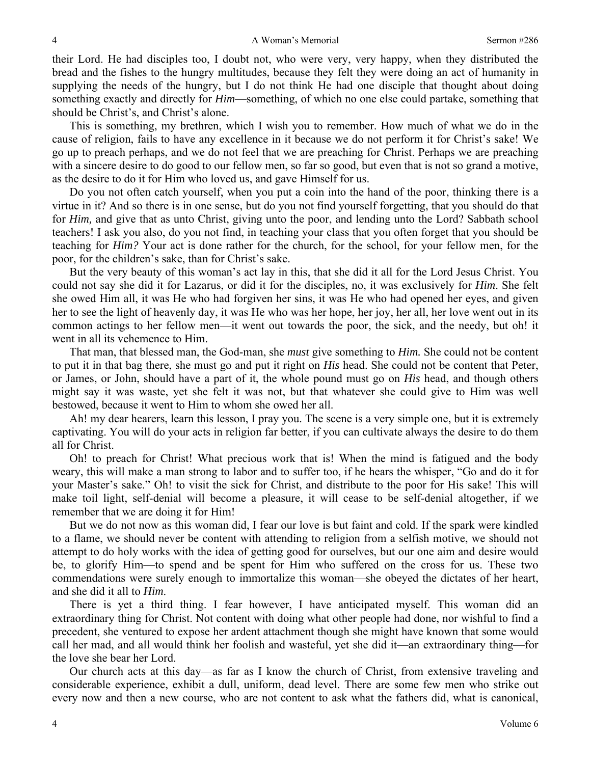their Lord. He had disciples too, I doubt not, who were very, very happy, when they distributed the bread and the fishes to the hungry multitudes, because they felt they were doing an act of humanity in supplying the needs of the hungry, but I do not think He had one disciple that thought about doing something exactly and directly for ***Him***—something, of which no one else could partake, something that should be Christ's, and Christ's alone.

This is something, my brethren, which I wish you to remember. How much of what we do in the cause of religion, fails to have any excellence in it because we do not perform it for Christ's sake! We go up to preach perhaps, and we do not feel that we are preaching for Christ. Perhaps we are preaching with a sincere desire to do good to our fellow men, so far so good, but even that is not so grand a motive, as the desire to do it for Him who loved us, and gave Himself for us.

Do you not often catch yourself, when you put a coin into the hand of the poor, thinking there is a virtue in it? And so there is in one sense, but do you not find yourself forgetting, that you should do that for *Him,* and give that as unto Christ, giving unto the poor, and lending unto the Lord? Sabbath school teachers! I ask you also, do you not find, in teaching your class that you often forget that you should be teaching for *Him?* Your act is done rather for the church, for the school, for your fellow men, for the poor, for the children's sake, than for Christ's sake.

But the very beauty of this woman's act lay in this, that she did it all for the Lord Jesus Christ. You could not say she did it for Lazarus, or did it for the disciples, no, it was exclusively for *Him*. She felt she owed Him all, it was He who had forgiven her sins, it was He who had opened her eyes, and given her to see the light of heavenly day, it was He who was her hope, her joy, her all, her love went out in its common actings to her fellow men—it went out towards the poor, the sick, and the needy, but oh! it went in all its vehemence to Him.

That man, that blessed man, the God-man, she *must* give something to *Him.* She could not be content to put it in that bag there, she must go and put it right on *His* head. She could not be content that Peter, or James, or John, should have a part of it, the whole pound must go on *His* head, and though others might say it was waste, yet she felt it was not, but that whatever she could give to Him was well bestowed, because it went to Him to whom she owed her all.

Ah! my dear hearers, learn this lesson, I pray you. The scene is a very simple one, but it is extremely captivating. You will do your acts in religion far better, if you can cultivate always the desire to do them all for Christ.

Oh! to preach for Christ! What precious work that is! When the mind is fatigued and the body weary, this will make a man strong to labor and to suffer too, if he hears the whisper, "Go and do it for your Master's sake." Oh! to visit the sick for Christ, and distribute to the poor for His sake! This will make toil light, self-denial will become a pleasure, it will cease to be self-denial altogether, if we remember that we are doing it for Him!

But we do not now as this woman did, I fear our love is but faint and cold. If the spark were kindled to a flame, we should never be content with attending to religion from a selfish motive, we should not attempt to do holy works with the idea of getting good for ourselves, but our one aim and desire would be, to glorify Him—to spend and be spent for Him who suffered on the cross for us. These two commendations were surely enough to immortalize this woman—she obeyed the dictates of her heart, and she did it all to *Him*.

There is yet a third thing. I fear however, I have anticipated myself. This woman did an extraordinary thing for Christ. Not content with doing what other people had done, nor wishful to find a precedent, she ventured to expose her ardent attachment though she might have known that some would call her mad, and all would think her foolish and wasteful, yet she did it—an extraordinary thing—for the love she bear her Lord.

Our church acts at this day—as far as I know the church of Christ, from extensive traveling and considerable experience, exhibit a dull, uniform, dead level. There are some few men who strike out every now and then a new course, who are not content to ask what the fathers did, what is canonical,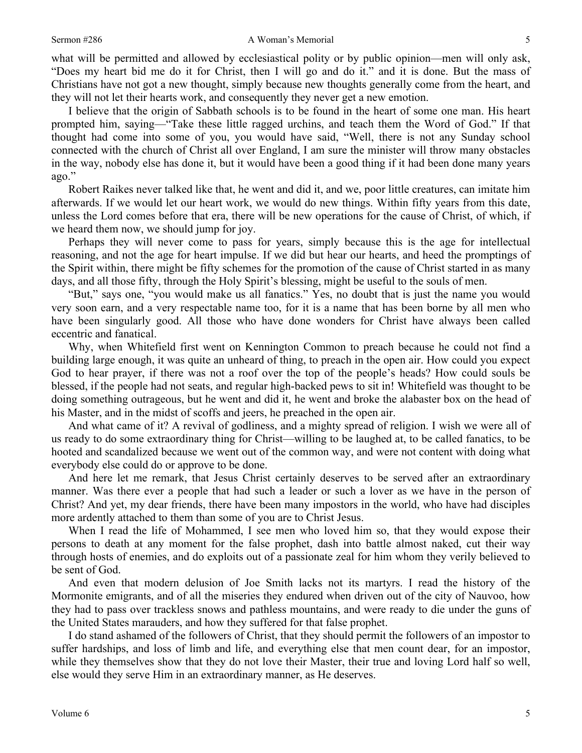what will be permitted and allowed by ecclesiastical polity or by public opinion—men will only ask, "Does my heart bid me do it for Christ, then I will go and do it." and it is done. But the mass of Christians have not got a new thought, simply because new thoughts generally come from the heart, and they will not let their hearts work, and consequently they never get a new emotion.

I believe that the origin of Sabbath schools is to be found in the heart of some one man. His heart prompted him, saying—"Take these little ragged urchins, and teach them the Word of God." If that thought had come into some of you, you would have said, "Well, there is not any Sunday school connected with the church of Christ all over England, I am sure the minister will throw many obstacles in the way, nobody else has done it, but it would have been a good thing if it had been done many years ago."

Robert Raikes never talked like that, he went and did it, and we, poor little creatures, can imitate him afterwards. If we would let our heart work, we would do new things. Within fifty years from this date, unless the Lord comes before that era, there will be new operations for the cause of Christ, of which, if we heard them now, we should jump for joy.

Perhaps they will never come to pass for years, simply because this is the age for intellectual reasoning, and not the age for heart impulse. If we did but hear our hearts, and heed the promptings of the Spirit within, there might be fifty schemes for the promotion of the cause of Christ started in as many days, and all those fifty, through the Holy Spirit's blessing, might be useful to the souls of men.

"But," says one, "you would make us all fanatics." Yes, no doubt that is just the name you would very soon earn, and a very respectable name too, for it is a name that has been borne by all men who have been singularly good. All those who have done wonders for Christ have always been called eccentric and fanatical.

Why, when Whitefield first went on Kennington Common to preach because he could not find a building large enough, it was quite an unheard of thing, to preach in the open air. How could you expect God to hear prayer, if there was not a roof over the top of the people's heads? How could souls be blessed, if the people had not seats, and regular high-backed pews to sit in! Whitefield was thought to be doing something outrageous, but he went and did it, he went and broke the alabaster box on the head of his Master, and in the midst of scoffs and jeers, he preached in the open air.

And what came of it? A revival of godliness, and a mighty spread of religion. I wish we were all of us ready to do some extraordinary thing for Christ—willing to be laughed at, to be called fanatics, to be hooted and scandalized because we went out of the common way, and were not content with doing what everybody else could do or approve to be done.

And here let me remark, that Jesus Christ certainly deserves to be served after an extraordinary manner. Was there ever a people that had such a leader or such a lover as we have in the person of Christ? And yet, my dear friends, there have been many impostors in the world, who have had disciples more ardently attached to them than some of you are to Christ Jesus.

When I read the life of Mohammed, I see men who loved him so, that they would expose their persons to death at any moment for the false prophet, dash into battle almost naked, cut their way through hosts of enemies, and do exploits out of a passionate zeal for him whom they verily believed to be sent of God.

And even that modern delusion of Joe Smith lacks not its martyrs. I read the history of the Mormonite emigrants, and of all the miseries they endured when driven out of the city of Nauvoo, how they had to pass over trackless snows and pathless mountains, and were ready to die under the guns of the United States marauders, and how they suffered for that false prophet.

I do stand ashamed of the followers of Christ, that they should permit the followers of an impostor to suffer hardships, and loss of limb and life, and everything else that men count dear, for an impostor, while they themselves show that they do not love their Master, their true and loving Lord half so well, else would they serve Him in an extraordinary manner, as He deserves.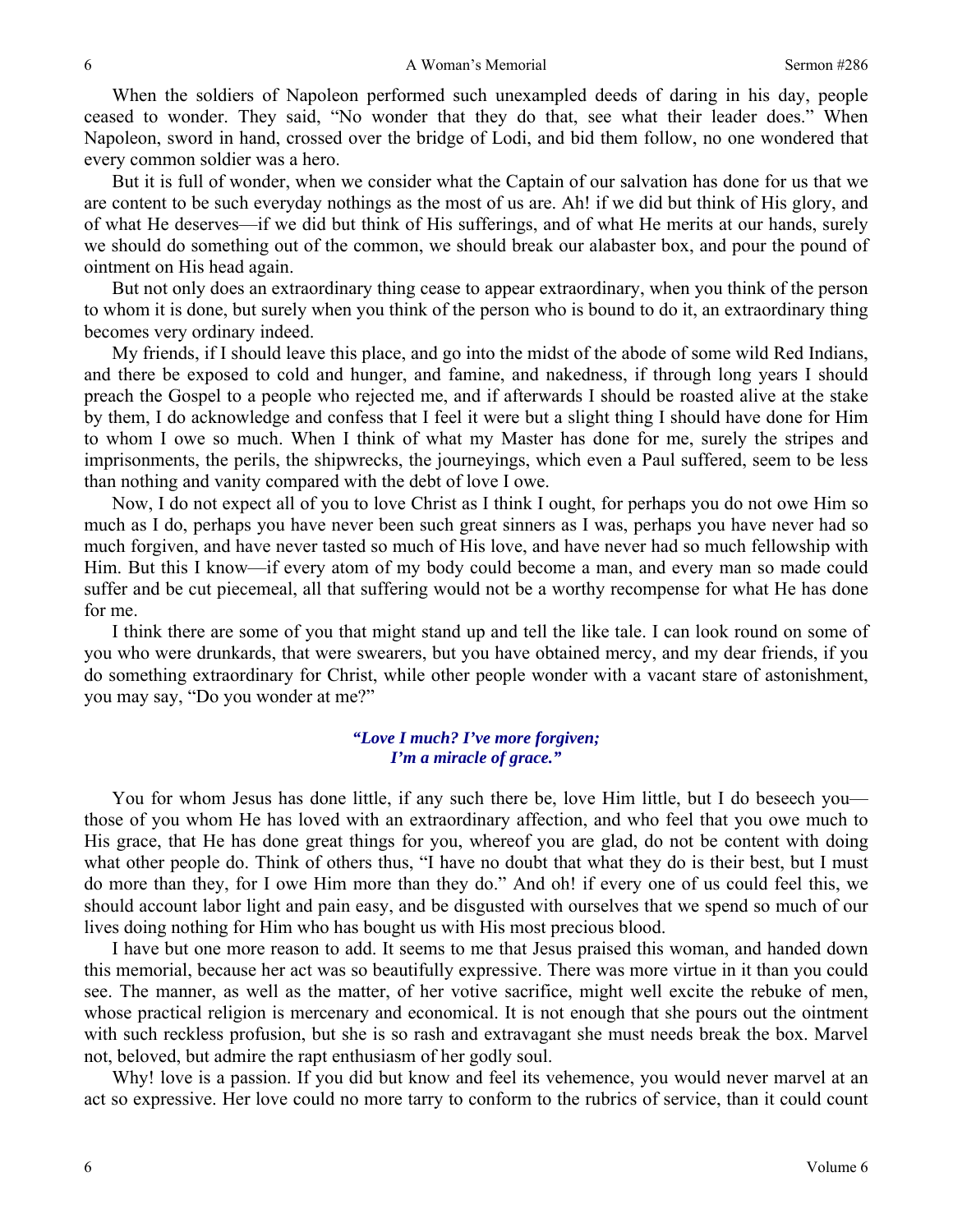When the soldiers of Napoleon performed such unexampled deeds of daring in his day, people ceased to wonder. They said, "No wonder that they do that, see what their leader does." When Napoleon, sword in hand, crossed over the bridge of Lodi, and bid them follow, no one wondered that every common soldier was a hero.

But it is full of wonder, when we consider what the Captain of our salvation has done for us that we are content to be such everyday nothings as the most of us are. Ah! if we did but think of His glory, and of what He deserves—if we did but think of His sufferings, and of what He merits at our hands, surely we should do something out of the common, we should break our alabaster box, and pour the pound of ointment on His head again.

But not only does an extraordinary thing cease to appear extraordinary, when you think of the person to whom it is done, but surely when you think of the person who is bound to do it, an extraordinary thing becomes very ordinary indeed.

My friends, if I should leave this place, and go into the midst of the abode of some wild Red Indians, and there be exposed to cold and hunger, and famine, and nakedness, if through long years I should preach the Gospel to a people who rejected me, and if afterwards I should be roasted alive at the stake by them, I do acknowledge and confess that I feel it were but a slight thing I should have done for Him to whom I owe so much. When I think of what my Master has done for me, surely the stripes and imprisonments, the perils, the shipwrecks, the journeyings, which even a Paul suffered, seem to be less than nothing and vanity compared with the debt of love I owe.

Now, I do not expect all of you to love Christ as I think I ought, for perhaps you do not owe Him so much as I do, perhaps you have never been such great sinners as I was, perhaps you have never had so much forgiven, and have never tasted so much of His love, and have never had so much fellowship with Him. But this I know—if every atom of my body could become a man, and every man so made could suffer and be cut piecemeal, all that suffering would not be a worthy recompense for what He has done for me.

I think there are some of you that might stand up and tell the like tale. I can look round on some of you who were drunkards, that were swearers, but you have obtained mercy, and my dear friends, if you do something extraordinary for Christ, while other people wonder with a vacant stare of astonishment, you may say, "Do you wonder at me?"

> ***"Love I much? I've more forgiven;***
> ***I'm a miracle of grace."***

You for whom Jesus has done little, if any such there be, love Him little, but I do beseech you—those of you whom He has loved with an extraordinary affection, and who feel that you owe much to His grace, that He has done great things for you, whereof you are glad, do not be content with doing what other people do. Think of others thus, "I have no doubt that what they do is their best, but I must do more than they, for I owe Him more than they do." And oh! if every one of us could feel this, we should account labor light and pain easy, and be disgusted with ourselves that we spend so much of our lives doing nothing for Him who has bought us with His most precious blood.

I have but one more reason to add. It seems to me that Jesus praised this woman, and handed down this memorial, because her act was so beautifully expressive. There was more virtue in it than you could see. The manner, as well as the matter, of her votive sacrifice, might well excite the rebuke of men, whose practical religion is mercenary and economical. It is not enough that she pours out the ointment with such reckless profusion, but she is so rash and extravagant she must needs break the box. Marvel not, beloved, but admire the rapt enthusiasm of her godly soul.

Why! love is a passion. If you did but know and feel its vehemence, you would never marvel at an act so expressive. Her love could no more tarry to conform to the rubrics of service, than it could count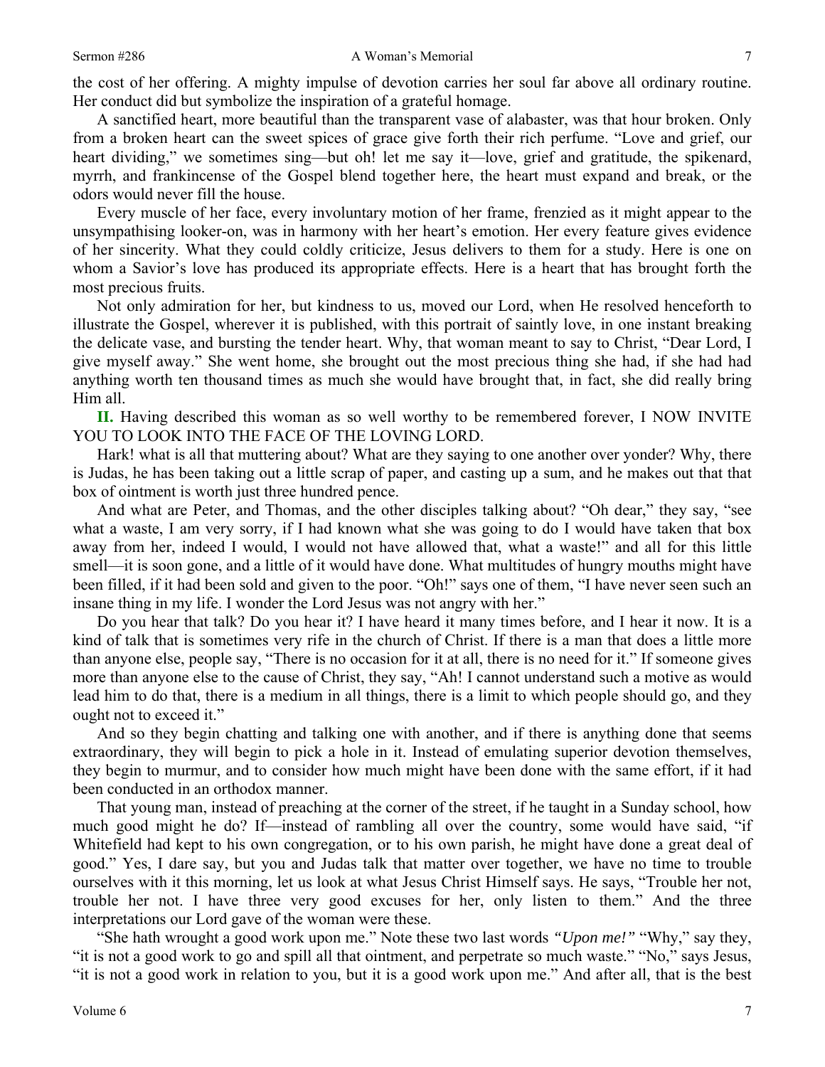the cost of her offering. A mighty impulse of devotion carries her soul far above all ordinary routine. Her conduct did but symbolize the inspiration of a grateful homage.

A sanctified heart, more beautiful than the transparent vase of alabaster, was that hour broken. Only from a broken heart can the sweet spices of grace give forth their rich perfume. "Love and grief, our heart dividing," we sometimes sing—but oh! let me say it—love, grief and gratitude, the spikenard, myrrh, and frankincense of the Gospel blend together here, the heart must expand and break, or the odors would never fill the house.

Every muscle of her face, every involuntary motion of her frame, frenzied as it might appear to the unsympathising looker-on, was in harmony with her heart's emotion. Her every feature gives evidence of her sincerity. What they could coldly criticize, Jesus delivers to them for a study. Here is one on whom a Savior's love has produced its appropriate effects. Here is a heart that has brought forth the most precious fruits.

Not only admiration for her, but kindness to us, moved our Lord, when He resolved henceforth to illustrate the Gospel, wherever it is published, with this portrait of saintly love, in one instant breaking the delicate vase, and bursting the tender heart. Why, that woman meant to say to Christ, "Dear Lord, I give myself away." She went home, she brought out the most precious thing she had, if she had had anything worth ten thousand times as much she would have brought that, in fact, she did really bring Him all.

**II.** Having described this woman as so well worthy to be remembered forever, I NOW INVITE YOU TO LOOK INTO THE FACE OF THE LOVING LORD.

Hark! what is all that muttering about? What are they saying to one another over yonder? Why, there is Judas, he has been taking out a little scrap of paper, and casting up a sum, and he makes out that that box of ointment is worth just three hundred pence.

And what are Peter, and Thomas, and the other disciples talking about? "Oh dear," they say, "see what a waste, I am very sorry, if I had known what she was going to do I would have taken that box away from her, indeed I would, I would not have allowed that, what a waste!" and all for this little smell—it is soon gone, and a little of it would have done. What multitudes of hungry mouths might have been filled, if it had been sold and given to the poor. "Oh!" says one of them, "I have never seen such an insane thing in my life. I wonder the Lord Jesus was not angry with her."

Do you hear that talk? Do you hear it? I have heard it many times before, and I hear it now. It is a kind of talk that is sometimes very rife in the church of Christ. If there is a man that does a little more than anyone else, people say, "There is no occasion for it at all, there is no need for it." If someone gives more than anyone else to the cause of Christ, they say, "Ah! I cannot understand such a motive as would lead him to do that, there is a medium in all things, there is a limit to which people should go, and they ought not to exceed it."

And so they begin chatting and talking one with another, and if there is anything done that seems extraordinary, they will begin to pick a hole in it. Instead of emulating superior devotion themselves, they begin to murmur, and to consider how much might have been done with the same effort, if it had been conducted in an orthodox manner.

That young man, instead of preaching at the corner of the street, if he taught in a Sunday school, how much good might he do? If—instead of rambling all over the country, some would have said, "if Whitefield had kept to his own congregation, or to his own parish, he might have done a great deal of good." Yes, I dare say, but you and Judas talk that matter over together, we have no time to trouble ourselves with it this morning, let us look at what Jesus Christ Himself says. He says, "Trouble her not, trouble her not. I have three very good excuses for her, only listen to them." And the three interpretations our Lord gave of the woman were these.

"She hath wrought a good work upon me." Note these two last words *"Upon me!"* "Why," say they, "it is not a good work to go and spill all that ointment, and perpetrate so much waste." "No," says Jesus, "it is not a good work in relation to you, but it is a good work upon me." And after all, that is the best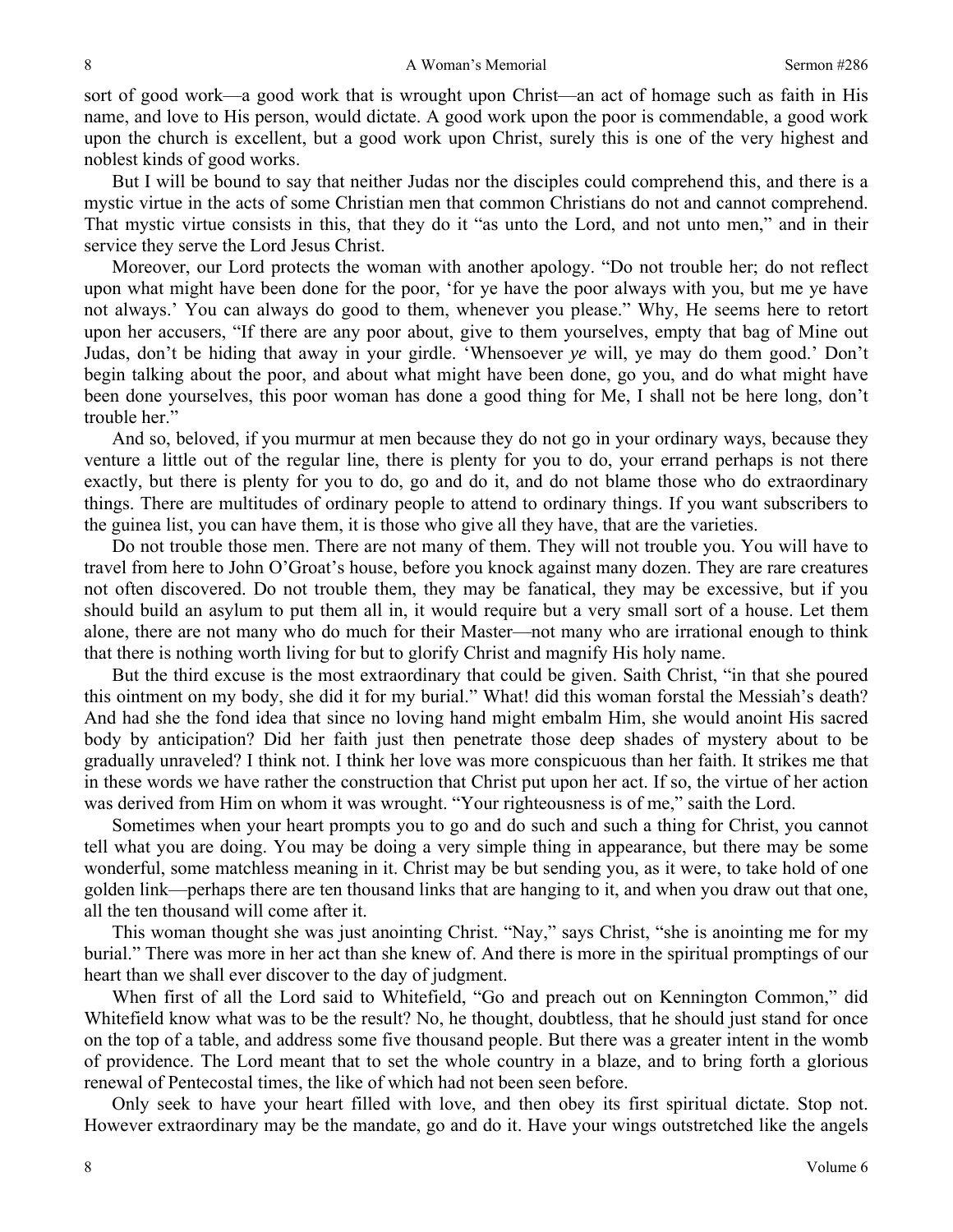sort of good work—a good work that is wrought upon Christ—an act of homage such as faith in His name, and love to His person, would dictate. A good work upon the poor is commendable, a good work upon the church is excellent, but a good work upon Christ, surely this is one of the very highest and noblest kinds of good works.

But I will be bound to say that neither Judas nor the disciples could comprehend this, and there is a mystic virtue in the acts of some Christian men that common Christians do not and cannot comprehend. That mystic virtue consists in this, that they do it "as unto the Lord, and not unto men," and in their service they serve the Lord Jesus Christ.

Moreover, our Lord protects the woman with another apology. "Do not trouble her; do not reflect upon what might have been done for the poor, 'for ye have the poor always with you, but me ye have not always.' You can always do good to them, whenever you please." Why, He seems here to retort upon her accusers, "If there are any poor about, give to them yourselves, empty that bag of Mine out Judas, don't be hiding that away in your girdle. 'Whensoever *ye* will, ye may do them good.' Don't begin talking about the poor, and about what might have been done, go you, and do what might have been done yourselves, this poor woman has done a good thing for Me, I shall not be here long, don't trouble her."

And so, beloved, if you murmur at men because they do not go in your ordinary ways, because they venture a little out of the regular line, there is plenty for you to do, your errand perhaps is not there exactly, but there is plenty for you to do, go and do it, and do not blame those who do extraordinary things. There are multitudes of ordinary people to attend to ordinary things. If you want subscribers to the guinea list, you can have them, it is those who give all they have, that are the varieties.

Do not trouble those men. There are not many of them. They will not trouble you. You will have to travel from here to John O'Groat's house, before you knock against many dozen. They are rare creatures not often discovered. Do not trouble them, they may be fanatical, they may be excessive, but if you should build an asylum to put them all in, it would require but a very small sort of a house. Let them alone, there are not many who do much for their Master—not many who are irrational enough to think that there is nothing worth living for but to glorify Christ and magnify His holy name.

But the third excuse is the most extraordinary that could be given. Saith Christ, "in that she poured this ointment on my body, she did it for my burial." What! did this woman forstal the Messiah's death? And had she the fond idea that since no loving hand might embalm Him, she would anoint His sacred body by anticipation? Did her faith just then penetrate those deep shades of mystery about to be gradually unraveled? I think not. I think her love was more conspicuous than her faith. It strikes me that in these words we have rather the construction that Christ put upon her act. If so, the virtue of her action was derived from Him on whom it was wrought. "Your righteousness is of me," saith the Lord.

Sometimes when your heart prompts you to go and do such and such a thing for Christ, you cannot tell what you are doing. You may be doing a very simple thing in appearance, but there may be some wonderful, some matchless meaning in it. Christ may be but sending you, as it were, to take hold of one golden link—perhaps there are ten thousand links that are hanging to it, and when you draw out that one, all the ten thousand will come after it.

This woman thought she was just anointing Christ. "Nay," says Christ, "she is anointing me for my burial." There was more in her act than she knew of. And there is more in the spiritual promptings of our heart than we shall ever discover to the day of judgment.

When first of all the Lord said to Whitefield, "Go and preach out on Kennington Common," did Whitefield know what was to be the result? No, he thought, doubtless, that he should just stand for once on the top of a table, and address some five thousand people. But there was a greater intent in the womb of providence. The Lord meant that to set the whole country in a blaze, and to bring forth a glorious renewal of Pentecostal times, the like of which had not been seen before.

Only seek to have your heart filled with love, and then obey its first spiritual dictate. Stop not. However extraordinary may be the mandate, go and do it. Have your wings outstretched like the angels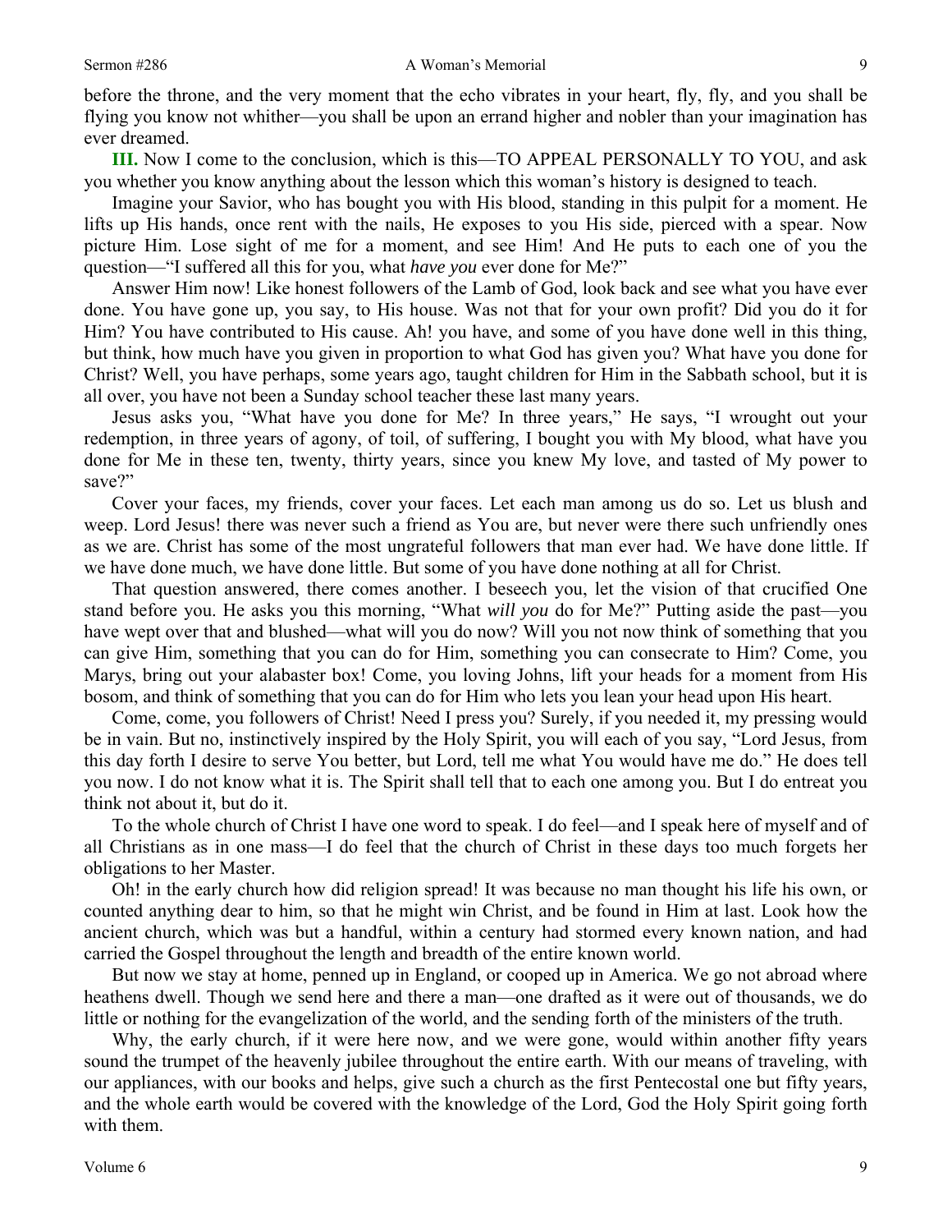before the throne, and the very moment that the echo vibrates in your heart, fly, fly, and you shall be flying you know not whither—you shall be upon an errand higher and nobler than your imagination has ever dreamed.

**III.** Now I come to the conclusion, which is this—TO APPEAL PERSONALLY TO YOU, and ask you whether you know anything about the lesson which this woman's history is designed to teach.

Imagine your Savior, who has bought you with His blood, standing in this pulpit for a moment. He lifts up His hands, once rent with the nails, He exposes to you His side, pierced with a spear. Now picture Him. Lose sight of me for a moment, and see Him! And He puts to each one of you the question—"I suffered all this for you, what *have you* ever done for Me?"

Answer Him now! Like honest followers of the Lamb of God, look back and see what you have ever done. You have gone up, you say, to His house. Was not that for your own profit? Did you do it for Him? You have contributed to His cause. Ah! you have, and some of you have done well in this thing, but think, how much have you given in proportion to what God has given you? What have you done for Christ? Well, you have perhaps, some years ago, taught children for Him in the Sabbath school, but it is all over, you have not been a Sunday school teacher these last many years.

Jesus asks you, "What have you done for Me? In three years," He says, "I wrought out your redemption, in three years of agony, of toil, of suffering, I bought you with My blood, what have you done for Me in these ten, twenty, thirty years, since you knew My love, and tasted of My power to save?"

Cover your faces, my friends, cover your faces. Let each man among us do so. Let us blush and weep. Lord Jesus! there was never such a friend as You are, but never were there such unfriendly ones as we are. Christ has some of the most ungrateful followers that man ever had. We have done little. If we have done much, we have done little. But some of you have done nothing at all for Christ.

That question answered, there comes another. I beseech you, let the vision of that crucified One stand before you. He asks you this morning, "What *will you* do for Me?" Putting aside the past—you have wept over that and blushed—what will you do now? Will you not now think of something that you can give Him, something that you can do for Him, something you can consecrate to Him? Come, you Marys, bring out your alabaster box! Come, you loving Johns, lift your heads for a moment from His bosom, and think of something that you can do for Him who lets you lean your head upon His heart.

Come, come, you followers of Christ! Need I press you? Surely, if you needed it, my pressing would be in vain. But no, instinctively inspired by the Holy Spirit, you will each of you say, "Lord Jesus, from this day forth I desire to serve You better, but Lord, tell me what You would have me do." He does tell you now. I do not know what it is. The Spirit shall tell that to each one among you. But I do entreat you think not about it, but do it.

To the whole church of Christ I have one word to speak. I do feel—and I speak here of myself and of all Christians as in one mass—I do feel that the church of Christ in these days too much forgets her obligations to her Master.

Oh! in the early church how did religion spread! It was because no man thought his life his own, or counted anything dear to him, so that he might win Christ, and be found in Him at last. Look how the ancient church, which was but a handful, within a century had stormed every known nation, and had carried the Gospel throughout the length and breadth of the entire known world.

But now we stay at home, penned up in England, or cooped up in America. We go not abroad where heathens dwell. Though we send here and there a man—one drafted as it were out of thousands, we do little or nothing for the evangelization of the world, and the sending forth of the ministers of the truth.

Why, the early church, if it were here now, and we were gone, would within another fifty years sound the trumpet of the heavenly jubilee throughout the entire earth. With our means of traveling, with our appliances, with our books and helps, give such a church as the first Pentecostal one but fifty years, and the whole earth would be covered with the knowledge of the Lord, God the Holy Spirit going forth with them.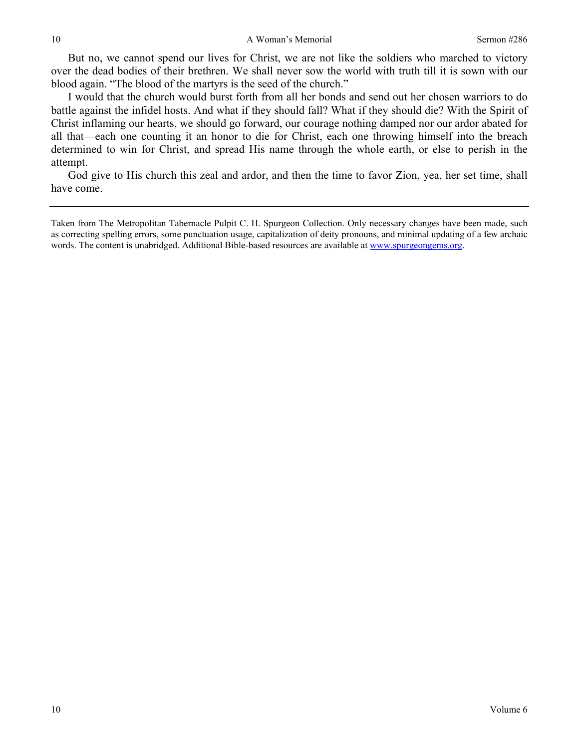But no, we cannot spend our lives for Christ, we are not like the soldiers who marched to victory over the dead bodies of their brethren. We shall never sow the world with truth till it is sown with our blood again. "The blood of the martyrs is the seed of the church."

I would that the church would burst forth from all her bonds and send out her chosen warriors to do battle against the infidel hosts. And what if they should fall? What if they should die? With the Spirit of Christ inflaming our hearts, we should go forward, our courage nothing damped nor our ardor abated for all that—each one counting it an honor to die for Christ, each one throwing himself into the breach determined to win for Christ, and spread His name through the whole earth, or else to perish in the attempt.

God give to His church this zeal and ardor, and then the time to favor Zion, yea, her set time, shall have come.

---

Taken from The Metropolitan Tabernacle Pulpit C. H. Spurgeon Collection. Only necessary changes have been made, such as correcting spelling errors, some punctuation usage, capitalization of deity pronouns, and minimal updating of a few archaic words. The content is unabridged. Additional Bible-based resources are available at www.spurgeongems.org.